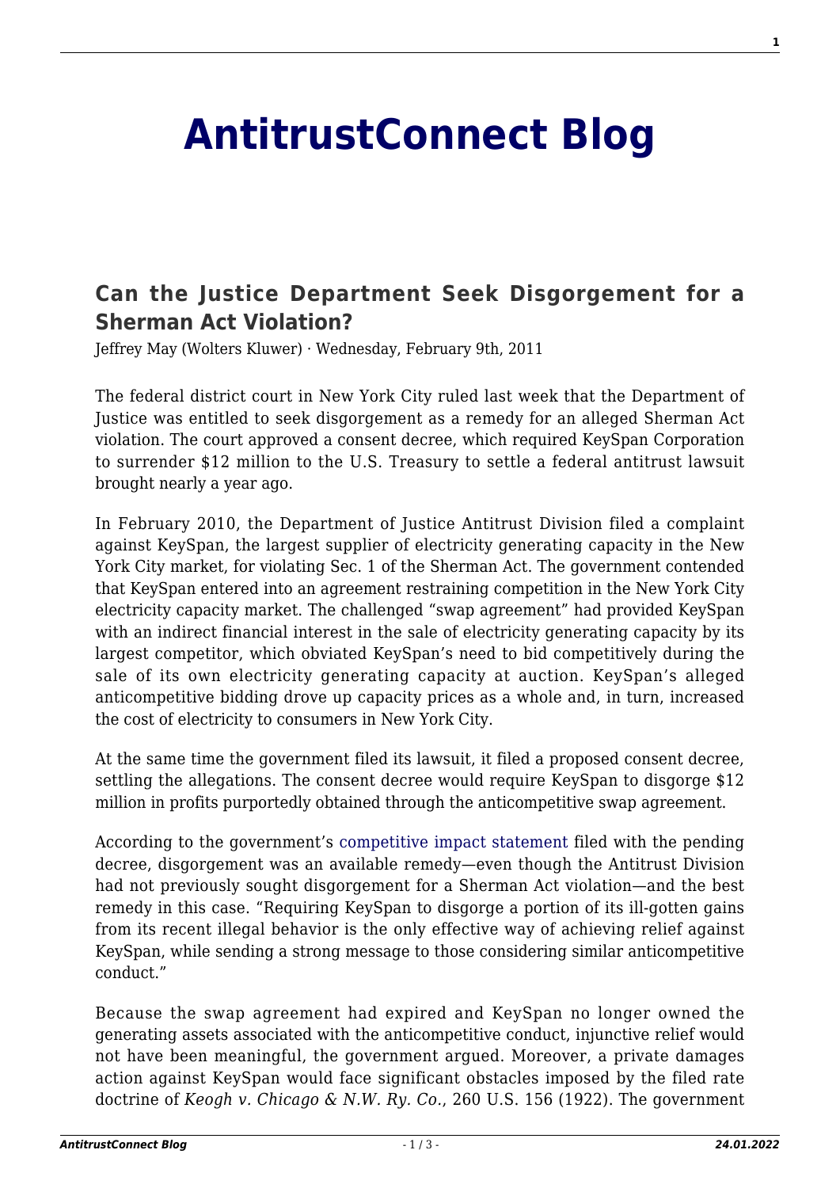# AntitrustConnect Blog

## Can the Justice Department Seek Disgorgement for a Sherman Act Violation?

Jeffrey May (Wolters Kluwer) · Wednesday, February 9th, 2011

The federal district court in New York City ruled last week that the Department of Justice was entitled to seek disgorgement as a remedy for an alleged Sherman Act violation. The court approved a consent decree, which required KeySpan Corporation to surrender $12 million to the U.S. Treasury to settle a federal antitrust lawsuit brought nearly a year ago.

In February 2010, the Department of Justice Antitrust Division filed a complaint against KeySpan, the largest supplier of electricity generating capacity in the New York City market, for violating Sec. 1 of the Sherman Act. The government contended that KeySpan entered into an agreement restraining competition in the New York City electricity capacity market. The challenged "swap agreement" had provided KeySpan with an indirect financial interest in the sale of electricity generating capacity by its largest competitor, which obviated KeySpan's need to bid competitively during the sale of its own electricity generating capacity at auction. KeySpan's alleged anticompetitive bidding drove up capacity prices as a whole and, in turn, increased the cost of electricity to consumers in New York City.

At the same time the government filed its lawsuit, it filed a proposed consent decree, settling the allegations. The consent decree would require KeySpan to disgorge $12 million in profits purportedly obtained through the anticompetitive swap agreement.

According to the government's competitive impact statement filed with the pending decree, disgorgement was an available remedy—even though the Antitrust Division had not previously sought disgorgement for a Sherman Act violation—and the best remedy in this case. "Requiring KeySpan to disgorge a portion of its ill-gotten gains from its recent illegal behavior is the only effective way of achieving relief against KeySpan, while sending a strong message to those considering similar anticompetitive conduct."

Because the swap agreement had expired and KeySpan no longer owned the generating assets associated with the anticompetitive conduct, injunctive relief would not have been meaningful, the government argued. Moreover, a private damages action against KeySpan would face significant obstacles imposed by the filed rate doctrine of *Keogh v. Chicago & N.W. Ry. Co.,* 260 U.S. 156 (1922). The government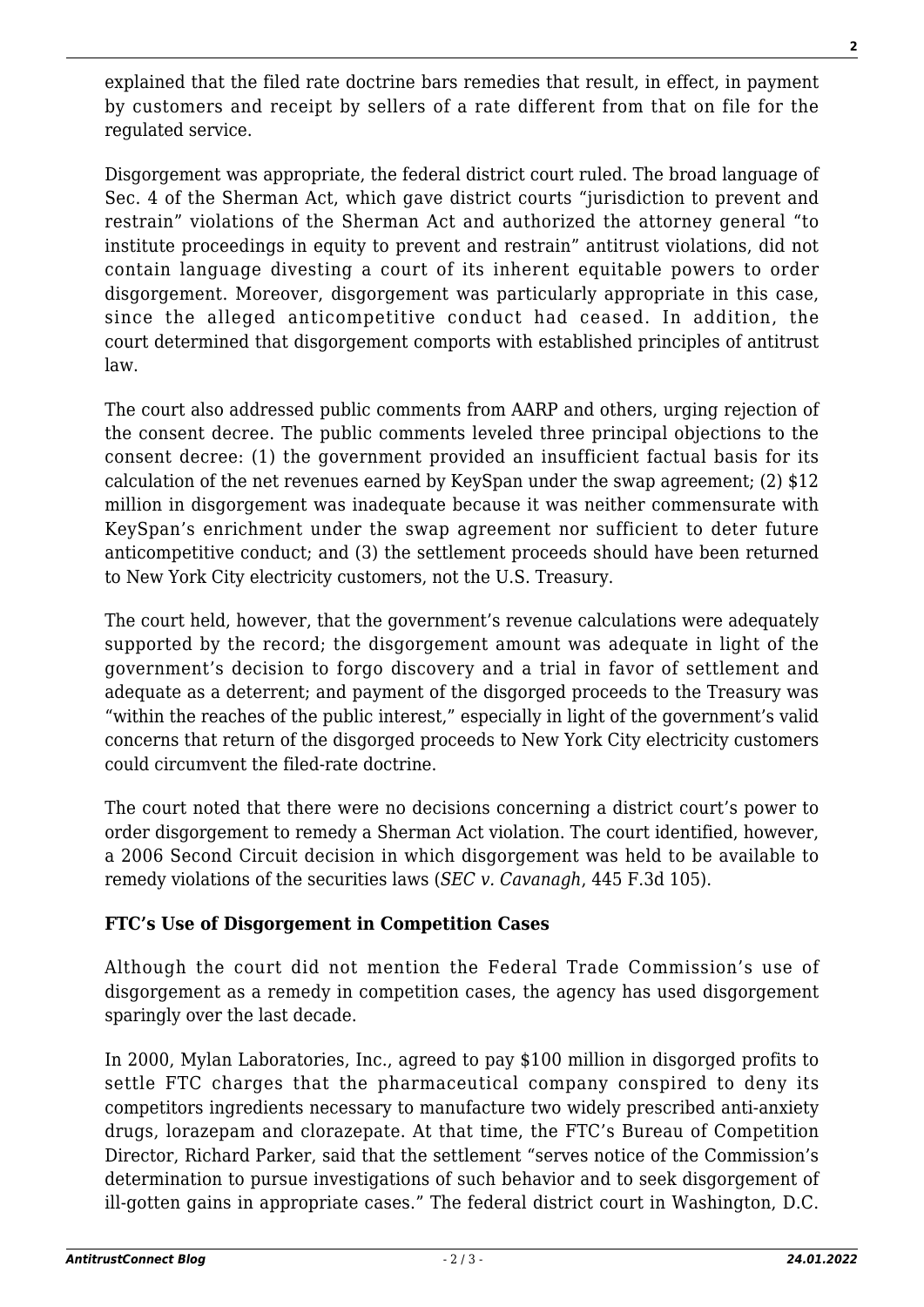explained that the filed rate doctrine bars remedies that result, in effect, in payment by customers and receipt by sellers of a rate different from that on file for the regulated service.

Disgorgement was appropriate, the federal district court ruled. The broad language of Sec. 4 of the Sherman Act, which gave district courts "jurisdiction to prevent and restrain" violations of the Sherman Act and authorized the attorney general "to institute proceedings in equity to prevent and restrain" antitrust violations, did not contain language divesting a court of its inherent equitable powers to order disgorgement. Moreover, disgorgement was particularly appropriate in this case, since the alleged anticompetitive conduct had ceased. In addition, the court determined that disgorgement comports with established principles of antitrust law.

The court also addressed public comments from AARP and others, urging rejection of the consent decree. The public comments leveled three principal objections to the consent decree: (1) the government provided an insufficient factual basis for its calculation of the net revenues earned by KeySpan under the swap agreement; (2) $12 million in disgorgement was inadequate because it was neither commensurate with KeySpan's enrichment under the swap agreement nor sufficient to deter future anticompetitive conduct; and (3) the settlement proceeds should have been returned to New York City electricity customers, not the U.S. Treasury.

The court held, however, that the government's revenue calculations were adequately supported by the record; the disgorgement amount was adequate in light of the government's decision to forgo discovery and a trial in favor of settlement and adequate as a deterrent; and payment of the disgorged proceeds to the Treasury was "within the reaches of the public interest," especially in light of the government's valid concerns that return of the disgorged proceeds to New York City electricity customers could circumvent the filed-rate doctrine.

The court noted that there were no decisions concerning a district court's power to order disgorgement to remedy a Sherman Act violation. The court identified, however, a 2006 Second Circuit decision in which disgorgement was held to be available to remedy violations of the securities laws (*SEC v. Cavanagh*, 445 F.3d 105).

**FTC's Use of Disgorgement in Competition Cases**

Although the court did not mention the Federal Trade Commission's use of disgorgement as a remedy in competition cases, the agency has used disgorgement sparingly over the last decade.

In 2000, Mylan Laboratories, Inc., agreed to pay $100 million in disgorged profits to settle FTC charges that the pharmaceutical company conspired to deny its competitors ingredients necessary to manufacture two widely prescribed anti-anxiety drugs, lorazepam and clorazepate. At that time, the FTC's Bureau of Competition Director, Richard Parker, said that the settlement "serves notice of the Commission's determination to pursue investigations of such behavior and to seek disgorgement of ill-gotten gains in appropriate cases." The federal district court in Washington, D.C.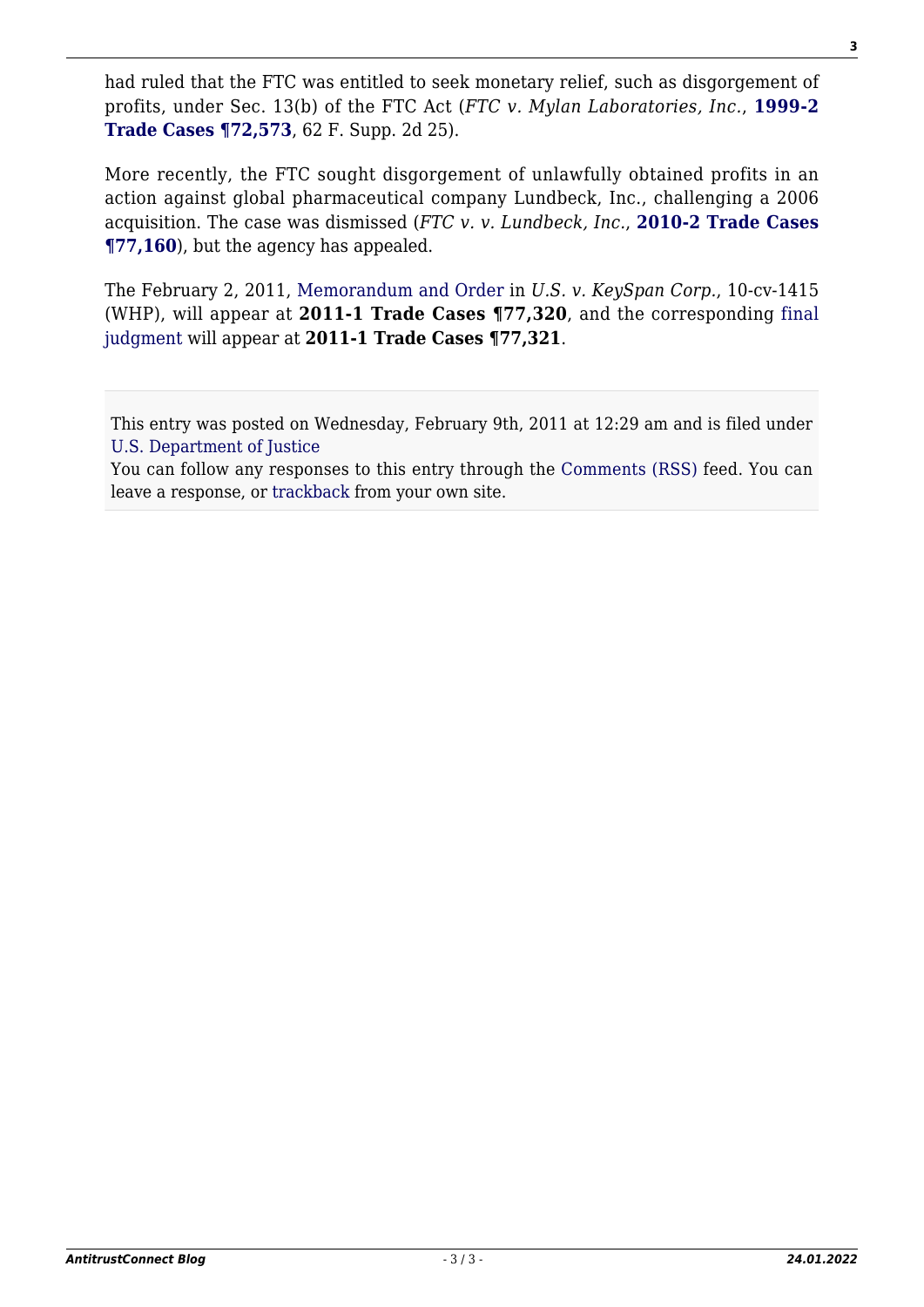had ruled that the FTC was entitled to seek monetary relief, such as disgorgement of profits, under Sec. 13(b) of the FTC Act (*FTC v. Mylan Laboratories, Inc.*, **1999-2 Trade Cases ¶72,573**, 62 F. Supp. 2d 25).

More recently, the FTC sought disgorgement of unlawfully obtained profits in an action against global pharmaceutical company Lundbeck, Inc., challenging a 2006 acquisition. The case was dismissed (*FTC v. v. Lundbeck, Inc.*, **2010-2 Trade Cases ¶77,160**), but the agency has appealed.

The February 2, 2011, Memorandum and Order in *U.S. v. KeySpan Corp.*, 10-cv-1415 (WHP), will appear at **2011-1 Trade Cases ¶77,320**, and the corresponding final judgment will appear at **2011-1 Trade Cases ¶77,321**.

This entry was posted on Wednesday, February 9th, 2011 at 12:29 am and is filed under U.S. Department of Justice
You can follow any responses to this entry through the Comments (RSS) feed. You can leave a response, or trackback from your own site.